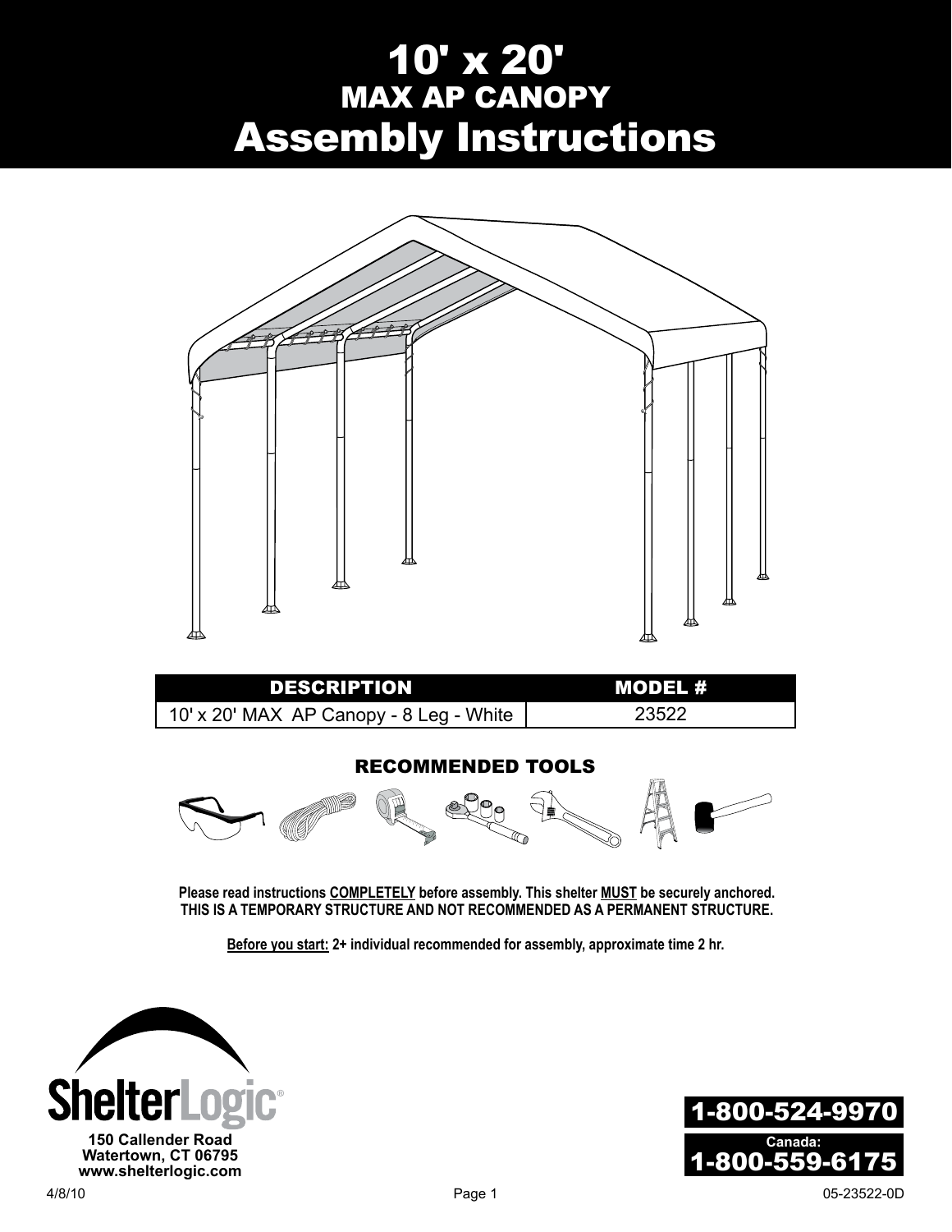# 10' x 20'
## MAX AP CANOPY
# Assembly Instructions

| DESCRIPTION | MODEL # |
| --- | --- |
| 10' x 20' MAX AP Canopy - 8 Leg - White | 23522 |

### RECOMMENDED TOOLS

**Please read instructions COMPLETELY before assembly. This shelter MUST be securely anchored.**
**THIS IS A TEMPORARY STRUCTURE AND NOT RECOMMENDED AS A PERMANENT STRUCTURE.**

**Before you start: 2+ individual recommended for assembly, approximate time 2 hr.**

ShelterLogic®
150 Callender Road
Watertown, CT 06795
www.shelterlogic.com

1-800-524-9970

Canada:
1-800-559-6175

4/8/10

05-23522-0D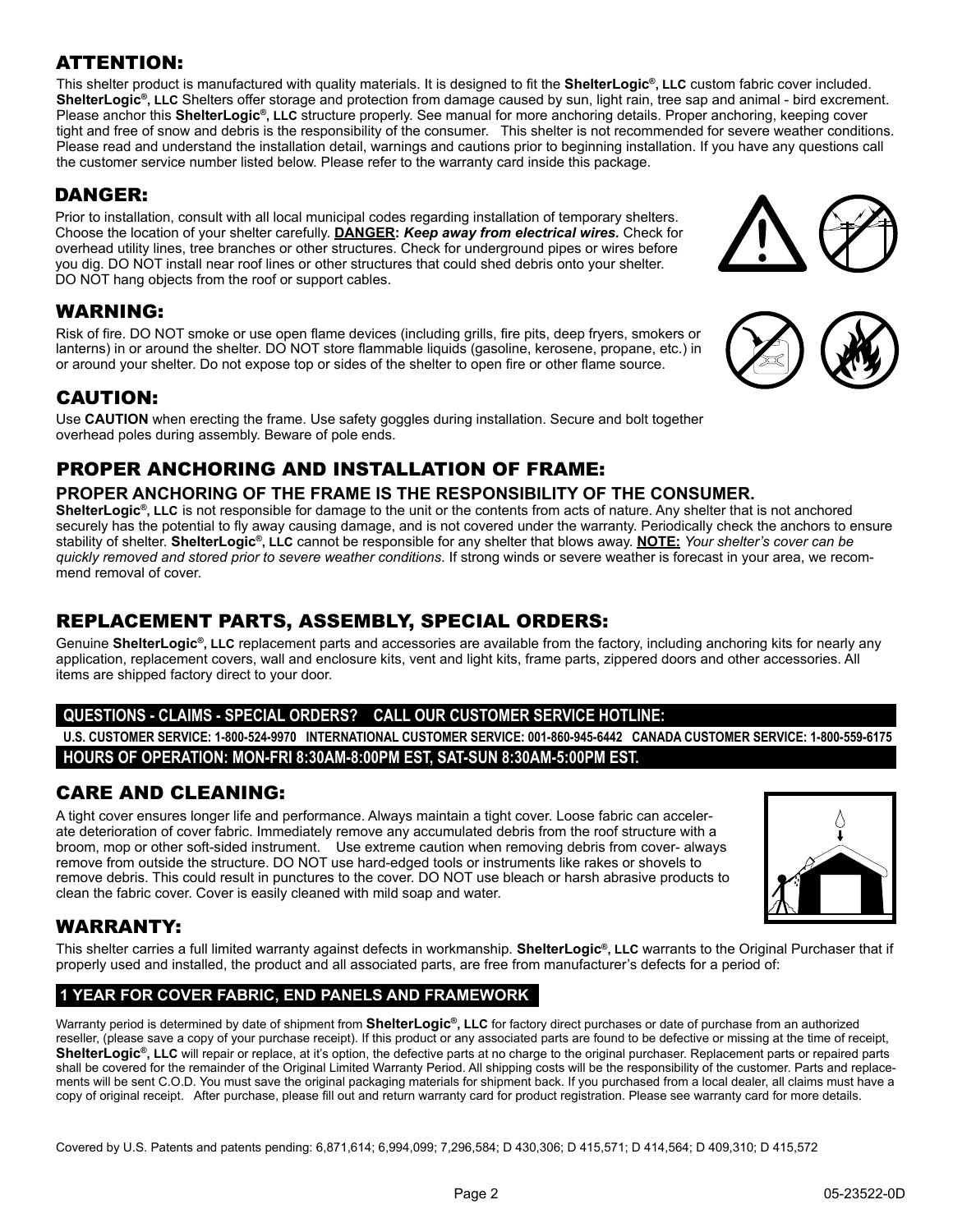## ATTENTION:

This shelter product is manufactured with quality materials. It is designed to fit the **ShelterLogic®, LLC** custom fabric cover included. **ShelterLogic®, LLC** Shelters offer storage and protection from damage caused by sun, light rain, tree sap and animal - bird excrement. Please anchor this **ShelterLogic®, LLC** structure properly. See manual for more anchoring details. Proper anchoring, keeping cover tight and free of snow and debris is the responsibility of the consumer. This shelter is not recommended for severe weather conditions. Please read and understand the installation detail, warnings and cautions prior to beginning installation. If you have any questions call the customer service number listed below. Please refer to the warranty card inside this package.

## DANGER:

Prior to installation, consult with all local municipal codes regarding installation of temporary shelters. Choose the location of your shelter carefully. **DANGER:** ***Keep away from electrical wires.*** Check for overhead utility lines, tree branches or other structures. Check for underground pipes or wires before you dig. DO NOT install near roof lines or other structures that could shed debris onto your shelter. DO NOT hang objects from the roof or support cables.

## WARNING:

Risk of fire. DO NOT smoke or use open flame devices (including grills, fire pits, deep fryers, smokers or lanterns) in or around the shelter. DO NOT store flammable liquids (gasoline, kerosene, propane, etc.) in or around your shelter. Do not expose top or sides of the shelter to open fire or other flame source.

## CAUTION:

Use **CAUTION** when erecting the frame. Use safety goggles during installation. Secure and bolt together overhead poles during assembly. Beware of pole ends.

## PROPER ANCHORING AND INSTALLATION OF FRAME:

### PROPER ANCHORING OF THE FRAME IS THE RESPONSIBILITY OF THE CONSUMER.

**ShelterLogic®, LLC** is not responsible for damage to the unit or the contents from acts of nature. Any shelter that is not anchored securely has the potential to fly away causing damage, and is not covered under the warranty. Periodically check the anchors to ensure stability of shelter. **ShelterLogic®, LLC** cannot be responsible for any shelter that blows away. **NOTE:** *Your shelter's cover can be quickly removed and stored prior to severe weather conditions*. If strong winds or severe weather is forecast in your area, we recommend removal of cover.

## REPLACEMENT PARTS, ASSEMBLY, SPECIAL ORDERS:

Genuine **ShelterLogic®, LLC** replacement parts and accessories are available from the factory, including anchoring kits for nearly any application, replacement covers, wall and enclosure kits, vent and light kits, frame parts, zippered doors and other accessories. All items are shipped factory direct to your door.

**QUESTIONS - CLAIMS - SPECIAL ORDERS? CALL OUR CUSTOMER SERVICE HOTLINE:**

**U.S. CUSTOMER SERVICE: 1-800-524-9970 INTERNATIONAL CUSTOMER SERVICE: 001-860-945-6442 CANADA CUSTOMER SERVICE: 1-800-559-6175**

**HOURS OF OPERATION: MON-FRI 8:30AM-8:00PM EST, SAT-SUN 8:30AM-5:00PM EST.**

## CARE AND CLEANING:

A tight cover ensures longer life and performance. Always maintain a tight cover. Loose fabric can accelerate deterioration of cover fabric. Immediately remove any accumulated debris from the roof structure with a broom, mop or other soft-sided instrument. Use extreme caution when removing debris from cover- always remove from outside the structure. DO NOT use hard-edged tools or instruments like rakes or shovels to remove debris. This could result in punctures to the cover. DO NOT use bleach or harsh abrasive products to clean the fabric cover. Cover is easily cleaned with mild soap and water.

## WARRANTY:

This shelter carries a full limited warranty against defects in workmanship. **ShelterLogic®, LLC** warrants to the Original Purchaser that if properly used and installed, the product and all associated parts, are free from manufacturer's defects for a period of:

**1 YEAR FOR COVER FABRIC, END PANELS AND FRAMEWORK**

Warranty period is determined by date of shipment from **ShelterLogic®, LLC** for factory direct purchases or date of purchase from an authorized reseller, (please save a copy of your purchase receipt). If this product or any associated parts are found to be defective or missing at the time of receipt, **ShelterLogic®, LLC** will repair or replace, at it's option, the defective parts at no charge to the original purchaser. Replacement parts or repaired parts shall be covered for the remainder of the Original Limited Warranty Period. All shipping costs will be the responsibility of the customer. Parts and replacements will be sent C.O.D. You must save the original packaging materials for shipment back. If you purchased from a local dealer, all claims must have a copy of original receipt. After purchase, please fill out and return warranty card for product registration. Please see warranty card for more details.

Covered by U.S. Patents and patents pending: 6,871,614; 6,994,099; 7,296,584; D 430,306; D 415,571; D 414,564; D 409,310; D 415,572

05-23522-0D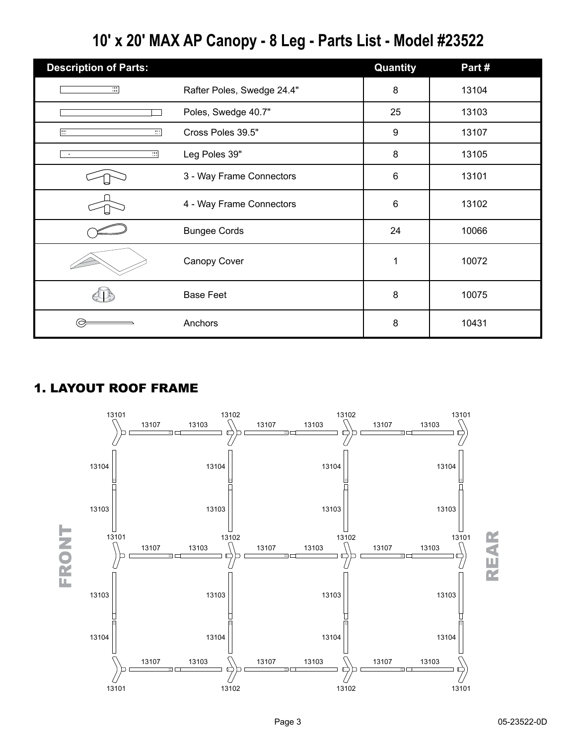# 10' x 20' MAX AP Canopy - 8 Leg - Parts List - Model #23522

| Description of Parts: | | Quantity | Part # |
|---|---|---|---|
| | Rafter Poles, Swedge 24.4" | 8 | 13104 |
| | Poles, Swedge 40.7" | 25 | 13103 |
| | Cross Poles 39.5" | 9 | 13107 |
| | Leg Poles 39" | 8 | 13105 |
| | 3 - Way Frame Connectors | 6 | 13101 |
| | 4 - Way Frame Connectors | 6 | 13102 |
| | Bungee Cords | 24 | 10066 |
| | Canopy Cover | 1 | 10072 |
| | Base Feet | 8 | 10075 |
| | Anchors | 8 | 10431 |

## 1. LAYOUT ROOF FRAME

FRONT

13101 13107 13103 13102 13107 13103 13102 13107 13103 13101

13104 13104 13104 13104

13103 13103 13103 13103

13101 13107 13103 13102 13107 13103 13102 13107 13103 13101

13103 13103 13103 13103

13104 13104 13104 13104

13101 13107 13103 13102 13107 13103 13102 13107 13103 13101

REAR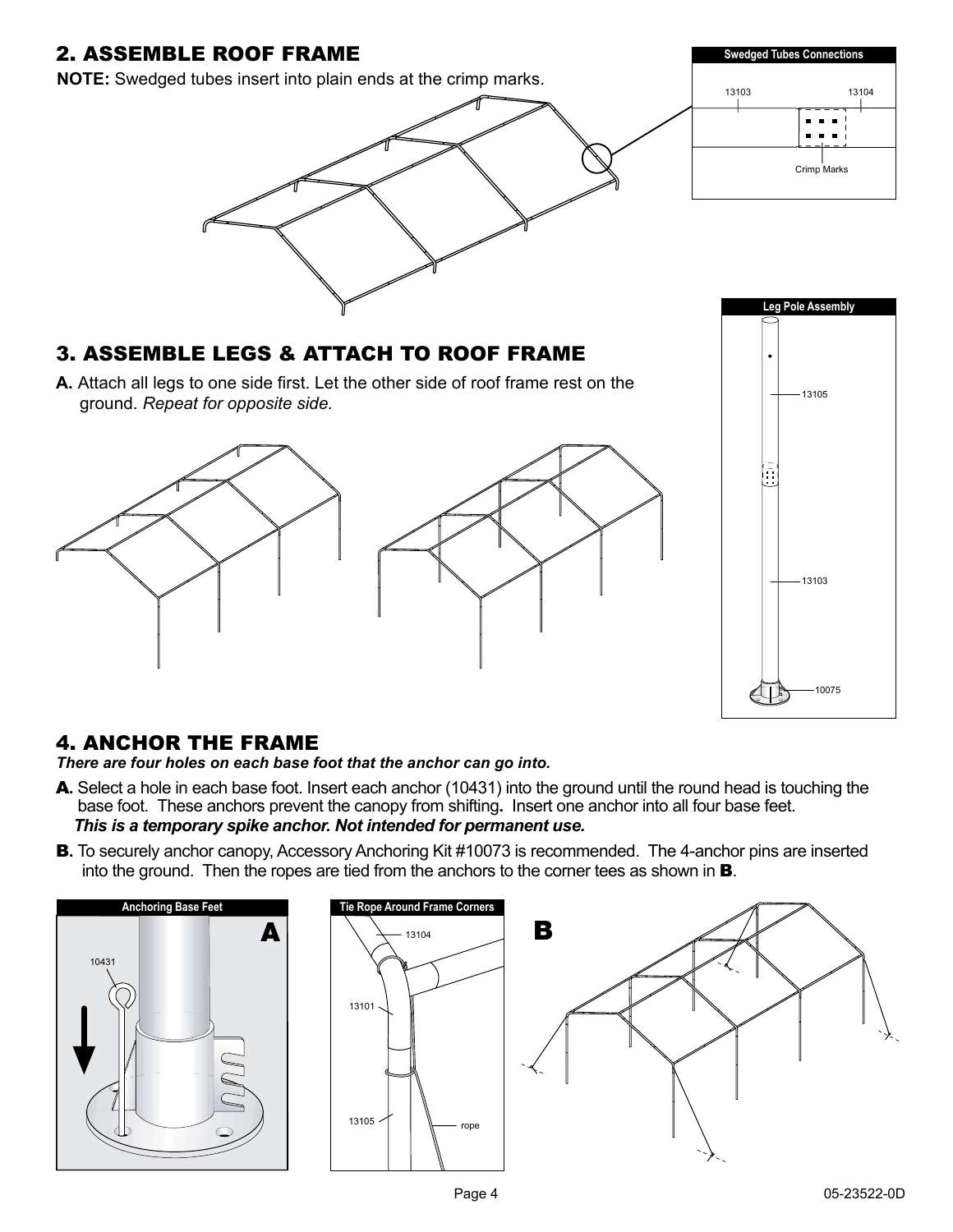## 2. ASSEMBLE ROOF FRAME

**NOTE:** Swedged tubes insert into plain ends at the crimp marks.

**Swedged Tubes Connections**

13103 13104

Crimp Marks

## 3. ASSEMBLE LEGS & ATTACH TO ROOF FRAME

**A.** Attach all legs to one side first. Let the other side of roof frame rest on the ground. *Repeat for opposite side.*

**Leg Pole Assembly**

13105

13103

10075

## 4. ANCHOR THE FRAME

***There are four holes on each base foot that the anchor can go into.***

**A.** Select a hole in each base foot. Insert each anchor (10431) into the ground until the round head is touching the base foot. These anchors prevent the canopy from shifting**.** Insert one anchor into all four base feet.
***This is a temporary spike anchor. Not intended for permanent use.***

**B.** To securely anchor canopy, Accessory Anchoring Kit #10073 is recommended. The 4-anchor pins are inserted into the ground. Then the ropes are tied from the anchors to the corner tees as shown in **B**.

**Anchoring Base Feet**

**A**

10431

**Tie Rope Around Frame Corners**

13104

13101

13105

rope

**B**

05-23522-0D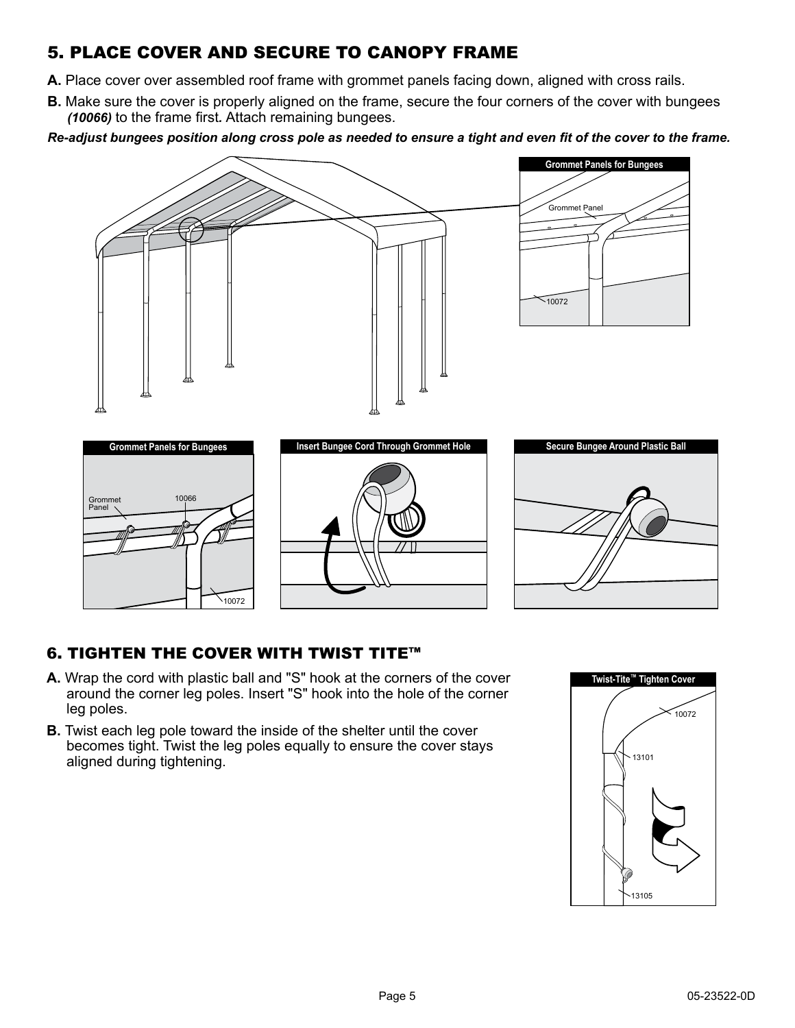## 5. PLACE COVER AND SECURE TO CANOPY FRAME

**A.** Place cover over assembled roof frame with grommet panels facing down, aligned with cross rails.

**B.** Make sure the cover is properly aligned on the frame, secure the four corners of the cover with bungees ***(10066)*** to the frame first**.** Attach remaining bungees.

***Re-adjust bungees position along cross pole as needed to ensure a tight and even fit of the cover to the frame.***

Grommet Panels for Bungees

Grommet Panel

10072

Grommet Panels for Bungees

Grommet Panel

10066

10072

Insert Bungee Cord Through Grommet Hole

Secure Bungee Around Plastic Ball

## 6. TIGHTEN THE COVER WITH TWIST TITE™

**A.** Wrap the cord with plastic ball and "S" hook at the corners of the cover around the corner leg poles. Insert "S" hook into the hole of the corner leg poles.

**B.** Twist each leg pole toward the inside of the shelter until the cover becomes tight. Twist the leg poles equally to ensure the cover stays aligned during tightening.

Twist-Tite™ Tighten Cover

10072

13101

13105

05-23522-0D